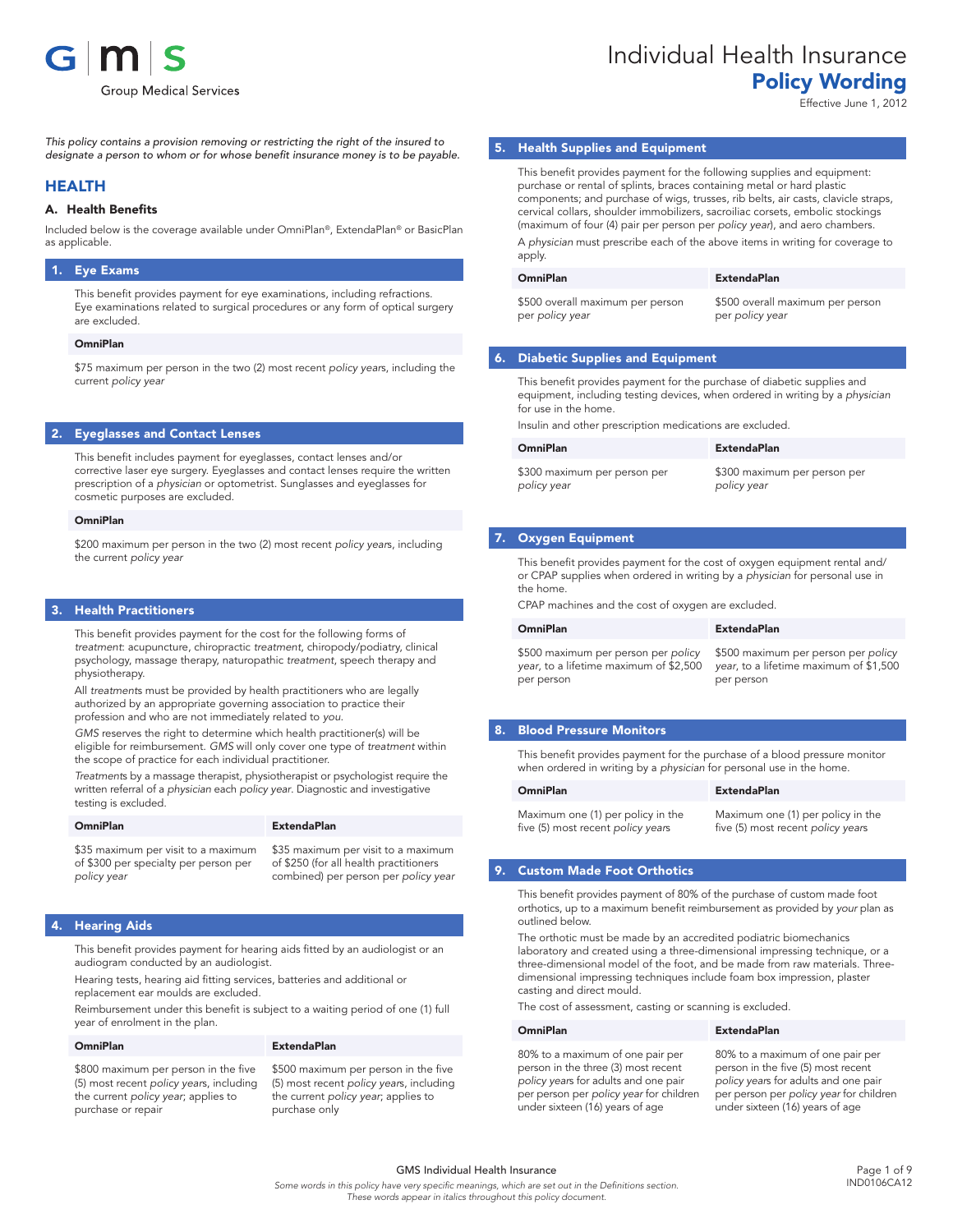# Individual Health Insurance
## Policy Wording

Effective June 1, 2012

*This policy contains a provision removing or restricting the right of the insured to designate a person to whom or for whose benefit insurance money is to be payable.*

## HEALTH

### A. Health Benefits

Included below is the coverage available under OmniPlan®, ExtendaPlan® or BasicPlan as applicable.

### 1. Eye Exams

This benefit provides payment for eye examinations, including refractions. Eye examinations related to surgical procedures or any form of optical surgery are excluded.

| OmniPlan |
| --- |
| $75 maximum per person in the two (2) most recent *policy years*, including the current *policy year* |

### 2. Eyeglasses and Contact Lenses

This benefit includes payment for eyeglasses, contact lenses and/or corrective laser eye surgery. Eyeglasses and contact lenses require the written prescription of a *physician* or optometrist. Sunglasses and eyeglasses for cosmetic purposes are excluded.

| OmniPlan |
| --- |
| $200 maximum per person in the two (2) most recent *policy years*, including the current *policy year* |

### 3. Health Practitioners

This benefit provides payment for the cost for the following forms of *treatment*: acupuncture, chiropractic *treatment*, chiropody/podiatry, clinical psychology, massage therapy, naturopathic *treatment*, speech therapy and physiotherapy.

All *treatments* must be provided by health practitioners who are legally authorized by an appropriate governing association to practice their profession and who are not immediately related to *you*.

*GMS* reserves the right to determine which health practitioner(s) will be eligible for reimbursement. *GMS* will only cover one type of *treatment* within the scope of practice for each individual practitioner.

*Treatments* by a massage therapist, physiotherapist or psychologist require the written referral of a *physician* each *policy year*. Diagnostic and investigative testing is excluded.

| OmniPlan | ExtendaPlan |
| --- | --- |
| $35 maximum per visit to a maximum of $300 per specialty per person per *policy year* | $35 maximum per visit to a maximum of $250 (for all health practitioners combined) per person per *policy year* |

### 4. Hearing Aids

This benefit provides payment for hearing aids fitted by an audiologist or an audiogram conducted by an audiologist.

Hearing tests, hearing aid fitting services, batteries and additional or replacement ear moulds are excluded.

Reimbursement under this benefit is subject to a waiting period of one (1) full year of enrolment in the plan.

| OmniPlan | ExtendaPlan |
| --- | --- |
| $800 maximum per person in the five (5) most recent *policy years*, including the current *policy year*; applies to purchase or repair | $500 maximum per person in the five (5) most recent *policy years*, including the current *policy year*; applies to purchase only |

### 5. Health Supplies and Equipment

This benefit provides payment for the following supplies and equipment: purchase or rental of splints, braces containing metal or hard plastic components; and purchase of wigs, trusses, rib belts, air casts, clavicle straps, cervical collars, shoulder immobilizers, sacroiliac corsets, embolic stockings (maximum of four (4) pair per person per *policy year*), and aero chambers.

A *physician* must prescribe each of the above items in writing for coverage to apply.

| OmniPlan | ExtendaPlan |
| --- | --- |
| $500 overall maximum per person per *policy year* | $500 overall maximum per person per *policy year* |

### 6. Diabetic Supplies and Equipment

This benefit provides payment for the purchase of diabetic supplies and equipment, including testing devices, when ordered in writing by a *physician* for use in the home.

Insulin and other prescription medications are excluded.

| OmniPlan | ExtendaPlan |
| --- | --- |
| $300 maximum per person per *policy year* | $300 maximum per person per *policy year* |

### 7. Oxygen Equipment

This benefit provides payment for the cost of oxygen equipment rental and/or CPAP supplies when ordered in writing by a *physician* for personal use in the home.

CPAP machines and the cost of oxygen are excluded.

| OmniPlan | ExtendaPlan |
| --- | --- |
| $500 maximum per person per *policy year*, to a lifetime maximum of $2,500 per person | $500 maximum per person per *policy year*, to a lifetime maximum of $1,500 per person |

### 8. Blood Pressure Monitors

This benefit provides payment for the purchase of a blood pressure monitor when ordered in writing by a *physician* for personal use in the home.

| OmniPlan | ExtendaPlan |
| --- | --- |
| Maximum one (1) per policy in the five (5) most recent *policy years* | Maximum one (1) per policy in the five (5) most recent *policy years* |

### 9. Custom Made Foot Orthotics

This benefit provides payment of 80% of the purchase of custom made foot orthotics, up to a maximum benefit reimbursement as provided by *your* plan as outlined below.

The orthotic must be made by an accredited podiatric biomechanics laboratory and created using a three-dimensional impressing technique, or a three-dimensional model of the foot, and be made from raw materials. Three-dimensional impressing techniques include foam box impression, plaster casting and direct mould.

The cost of assessment, casting or scanning is excluded.

| OmniPlan | ExtendaPlan |
| --- | --- |
| 80% to a maximum of one pair per person in the three (3) most recent *policy years* for adults and one pair per person per *policy year* for children under sixteen (16) years of age | 80% to a maximum of one pair per person in the five (5) most recent *policy years* for adults and one pair per person per *policy year* for children under sixteen (16) years of age |

*Some words in this policy have very specific meanings, which are set out in the Definitions section. These words appear in italics throughout this policy document.*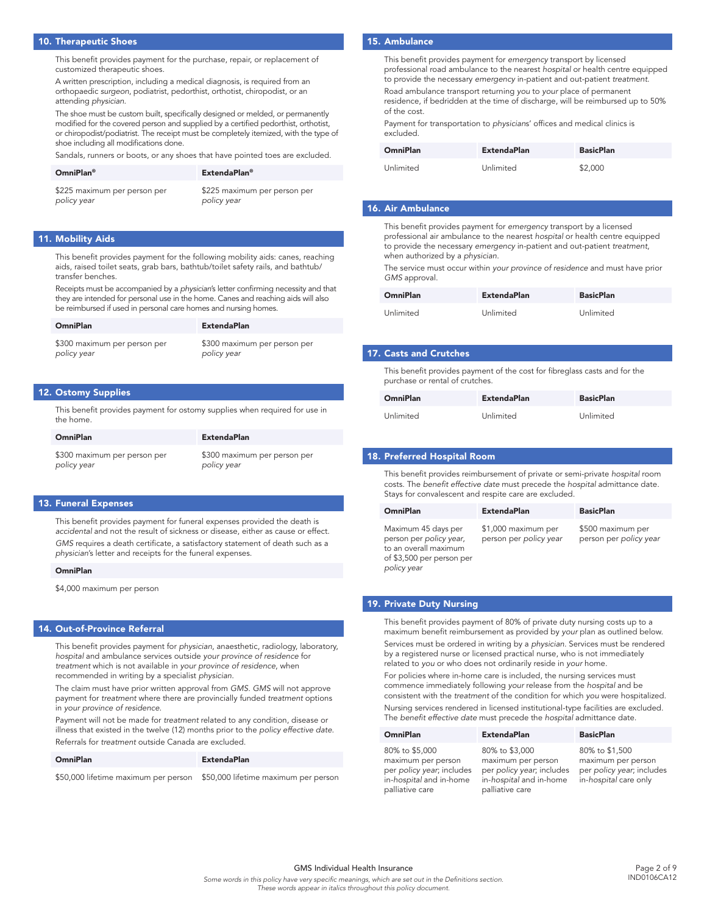## 10. Therapeutic Shoes

This benefit provides payment for the purchase, repair, or replacement of customized therapeutic shoes.

A written prescription, including a medical diagnosis, is required from an orthopaedic *surgeon*, podiatrist, pedorthist, orthotist, chiropodist, or an attending *physician*.

The shoe must be custom built, specifically designed or melded, or permanently modified for the covered person and supplied by a certified pedorthist, orthotist, or chiropodist/podiatrist. The receipt must be completely itemized, with the type of shoe including all modifications done.

Sandals, runners or boots, or any shoes that have pointed toes are excluded.

| OmniPlan® | ExtendaPlan® |
| --- | --- |
| $225 maximum per person per *policy year* | $225 maximum per person per *policy year* |

## 11. Mobility Aids

This benefit provides payment for the following mobility aids: canes, reaching aids, raised toilet seats, grab bars, bathtub/toilet safety rails, and bathtub/transfer benches.

Receipts must be accompanied by a *physician's* letter confirming necessity and that they are intended for personal use in the home. Canes and reaching aids will also be reimbursed if used in personal care homes and nursing homes.

| OmniPlan | ExtendaPlan |
| --- | --- |
| $300 maximum per person per *policy year* | $300 maximum per person per *policy year* |

## 12. Ostomy Supplies

This benefit provides payment for ostomy supplies when required for use in the home.

| OmniPlan | ExtendaPlan |
| --- | --- |
| $300 maximum per person per *policy year* | $300 maximum per person per *policy year* |

## 13. Funeral Expenses

This benefit provides payment for funeral expenses provided the death is *accidental* and not the result of sickness or disease, either as cause or effect. *GMS* requires a death certificate, a satisfactory statement of death such as a *physician's* letter and receipts for the funeral expenses.

| OmniPlan |
| --- |
| $4,000 maximum per person |

## 14. Out-of-Province Referral

This benefit provides payment for *physician*, anaesthetic, radiology, laboratory, *hospital* and ambulance services outside *your province of residence* for *treatment* which is not available in *your province of residence*, when recommended in writing by a specialist *physician*.

The claim must have prior written approval from *GMS*. *GMS* will not approve payment for *treatment* where there are provincially funded *treatment* options in *your province of residence*.

Payment will not be made for *treatment* related to any condition, disease or illness that existed in the twelve (12) months prior to the *policy effective date*.

Referrals for *treatment* outside Canada are excluded.

| OmniPlan | ExtendaPlan |
| --- | --- |
| $50,000 lifetime maximum per person | $50,000 lifetime maximum per person |

## 15. Ambulance

This benefit provides payment for *emergency* transport by licensed professional road ambulance to the nearest *hospital* or health centre equipped to provide the necessary *emergency* in-patient and out-patient *treatment*.

Road ambulance transport returning *you* to *your* place of permanent residence, if bedridden at the time of discharge, will be reimbursed up to 50% of the cost.

Payment for transportation to *physicians*' offices and medical clinics is excluded.

| OmniPlan | ExtendaPlan | BasicPlan |
| --- | --- | --- |
| Unlimited | Unlimited | $2,000 |

## 16. Air Ambulance

This benefit provides payment for *emergency* transport by a licensed professional air ambulance to the nearest *hospital* or health centre equipped to provide the necessary *emergency* in-patient and out-patient *treatment*, when authorized by a *physician*.

The service must occur within *your province of residence* and must have prior *GMS* approval.

| OmniPlan | ExtendaPlan | BasicPlan |
| --- | --- | --- |
| Unlimited | Unlimited | Unlimited |

## 17. Casts and Crutches

This benefit provides payment of the cost for fibreglass casts and for the purchase or rental of crutches.

| OmniPlan | ExtendaPlan | BasicPlan |
| --- | --- | --- |
| Unlimited | Unlimited | Unlimited |

## 18. Preferred Hospital Room

This benefit provides reimbursement of private or semi-private *hospital* room costs. The *benefit effective date* must precede the *hospital* admittance date. Stays for convalescent and respite care are excluded.

| OmniPlan | ExtendaPlan | BasicPlan |
| --- | --- | --- |
| Maximum 45 days per person per *policy year*, to an overall maximum of $3,500 per person per *policy year* | $1,000 maximum per person per *policy year* | $500 maximum per person per *policy year* |

## 19. Private Duty Nursing

This benefit provides payment of 80% of private duty nursing costs up to a maximum benefit reimbursement as provided by *your* plan as outlined below.

Services must be ordered in writing by a *physician*. Services must be rendered by a registered nurse or licensed practical nurse, who is not immediately related to *you* or who does not ordinarily reside in *your* home.

For policies where in-home care is included, the nursing services must commence immediately following *your* release from the *hospital* and be consistent with the *treatment* of the condition for which *you* were hospitalized.

Nursing services rendered in licensed institutional-type facilities are excluded. The *benefit effective date* must precede the *hospital* admittance date.

| OmniPlan | ExtendaPlan | BasicPlan |
| --- | --- | --- |
| 80% to $5,000 maximum per person per *policy year*; includes in-*hospital* and in-home palliative care | 80% to $3,000 maximum per person per *policy year*; includes in-*hospital* and in-home palliative care | 80% to $1,500 maximum per person per *policy year*; includes in-*hospital* care only |

GMS Individual Health Insurance

*Some words in this policy have very specific meanings, which are set out in the Definitions section. These words appear in italics throughout this policy document.*

IND0106CA12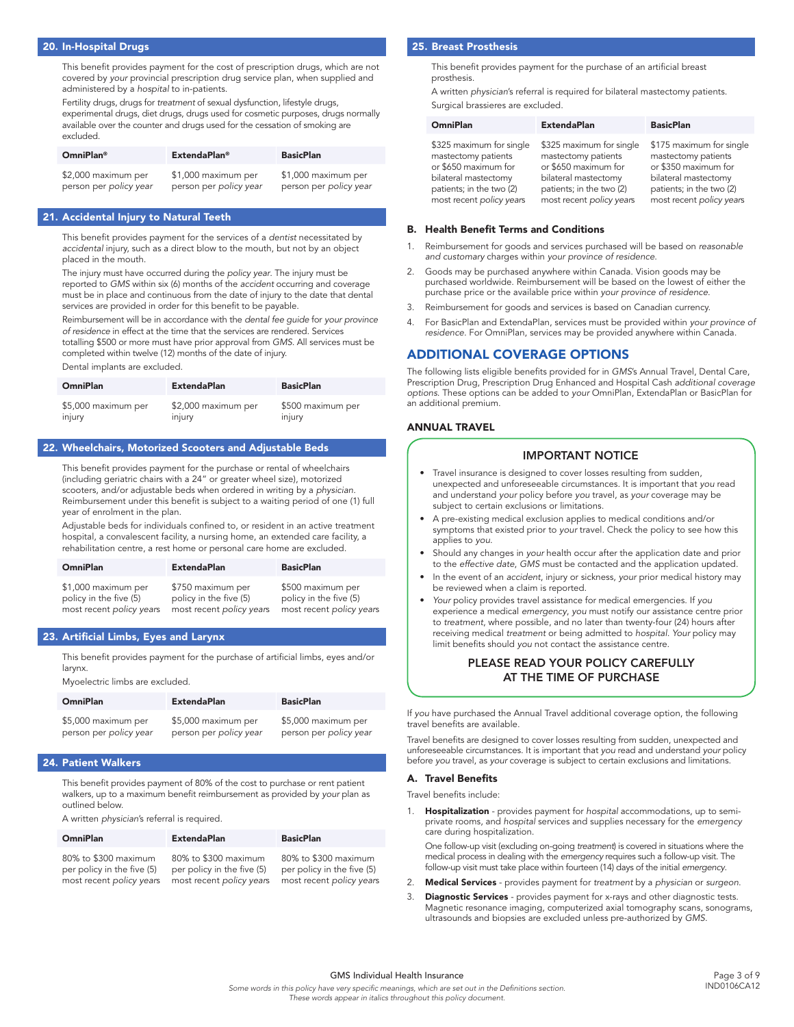## 20. In-Hospital Drugs

This benefit provides payment for the cost of prescription drugs, which are not covered by *your* provincial prescription drug service plan, when supplied and administered by a *hospital* to in-patients.

Fertility drugs, drugs for *treatment* of sexual dysfunction, lifestyle drugs, experimental drugs, diet drugs, drugs used for cosmetic purposes, drugs normally available over the counter and drugs used for the cessation of smoking are excluded.

| OmniPlan® | ExtendaPlan® | BasicPlan |
|---|---|---|
| $2,000 maximum per person per *policy year* | $1,000 maximum per person per *policy year* | $1,000 maximum per person per *policy year* |

## 21. Accidental Injury to Natural Teeth

This benefit provides payment for the services of a *dentist* necessitated by *accidental* injury, such as a direct blow to the mouth, but not by an object placed in the mouth.

The injury must have occurred during the *policy year*. The injury must be reported to *GMS* within six (6) months of the *accident* occurring and coverage must be in place and continuous from the date of injury to the date that dental services are provided in order for this benefit to be payable.

Reimbursement will be in accordance with the *dental fee guide* for *your province of residence* in effect at the time that the services are rendered. Services totalling $500 or more must have prior approval from *GMS*. All services must be completed within twelve (12) months of the date of injury.

Dental implants are excluded.

| OmniPlan | ExtendaPlan | BasicPlan |
|---|---|---|
| $5,000 maximum per injury | $2,000 maximum per injury | $500 maximum per injury |

## 22. Wheelchairs, Motorized Scooters and Adjustable Beds

This benefit provides payment for the purchase or rental of wheelchairs (including geriatric chairs with a 24" or greater wheel size), motorized scooters, and/or adjustable beds when ordered in writing by a *physician*. Reimbursement under this benefit is subject to a waiting period of one (1) full year of enrolment in the plan.

Adjustable beds for individuals confined to, or resident in an active treatment hospital, a convalescent facility, a nursing home, an extended care facility, a rehabilitation centre, a rest home or personal care home are excluded.

| OmniPlan | ExtendaPlan | BasicPlan |
|---|---|---|
| $1,000 maximum per policy in the five (5) most recent *policy years* | $750 maximum per policy in the five (5) most recent *policy years* | $500 maximum per policy in the five (5) most recent *policy years* |

## 23. Artificial Limbs, Eyes and Larynx

This benefit provides payment for the purchase of artificial limbs, eyes and/or larynx.

Myoelectric limbs are excluded.

| OmniPlan | ExtendaPlan | BasicPlan |
|---|---|---|
| $5,000 maximum per person per *policy year* | $5,000 maximum per person per *policy year* | $5,000 maximum per person per *policy year* |

## 24. Patient Walkers

This benefit provides payment of 80% of the cost to purchase or rent patient walkers, up to a maximum benefit reimbursement as provided by *your* plan as outlined below.

A written *physician*'s referral is required.

| OmniPlan | ExtendaPlan | BasicPlan |
|---|---|---|
| 80% to $300 maximum per policy in the five (5) most recent *policy years* | 80% to $300 maximum per policy in the five (5) most recent *policy years* | 80% to $300 maximum per policy in the five (5) most recent *policy years* |

## 25. Breast Prosthesis

This benefit provides payment for the purchase of an artificial breast prosthesis.

A written *physician*'s referral is required for bilateral mastectomy patients.

Surgical brassieres are excluded.

| OmniPlan | ExtendaPlan | BasicPlan |
|---|---|---|
| $325 maximum for single mastectomy patients or $650 maximum for bilateral mastectomy patients; in the two (2) most recent *policy years* | $325 maximum for single mastectomy patients or $650 maximum for bilateral mastectomy patients; in the two (2) most recent *policy years* | $175 maximum for single mastectomy patients or $350 maximum for bilateral mastectomy patients; in the two (2) most recent *policy years* |

### B. Health Benefit Terms and Conditions

1. Reimbursement for goods and services purchased will be based on *reasonable and customary* charges within *your province of residence*.
2. Goods may be purchased anywhere within Canada. Vision goods may be purchased worldwide. Reimbursement will be based on the lowest of either the purchase price or the available price within *your province of residence*.
3. Reimbursement for goods and services is based on Canadian currency.
4. For BasicPlan and ExtendaPlan, services must be provided within *your province of residence*. For OmniPlan, services may be provided anywhere within Canada.

# ADDITIONAL COVERAGE OPTIONS

The following lists eligible benefits provided for in *GMS*'s Annual Travel, Dental Care, Prescription Drug, Prescription Drug Enhanced and Hospital Cash *additional coverage options*. These options can be added to *your* OmniPlan, ExtendaPlan or BasicPlan for an additional premium.

## ANNUAL TRAVEL

### IMPORTANT NOTICE

- Travel insurance is designed to cover losses resulting from sudden, unexpected and unforeseeable circumstances. It is important that *you* read and understand *your* policy before *you* travel, as *your* coverage may be subject to certain exclusions or limitations.
- A pre-existing medical exclusion applies to medical conditions and/or symptoms that existed prior to *your* travel. Check the policy to see how this applies to *you*.
- Should any changes in *your* health occur after the application date and prior to the *effective date*, *GMS* must be contacted and the application updated.
- In the event of an *accident*, injury or sickness, *your* prior medical history may be reviewed when a claim is reported.
- *Your* policy provides travel assistance for medical emergencies. If *you* experience a medical *emergency*, *you* must notify our assistance centre prior to *treatment*, where possible, and no later than twenty-four (24) hours after receiving medical *treatment* or being admitted to *hospital*. *Your* policy may limit benefits should *you* not contact the assistance centre.

**PLEASE READ YOUR POLICY CAREFULLY AT THE TIME OF PURCHASE**

If *you* have purchased the Annual Travel additional coverage option, the following travel benefits are available.

Travel benefits are designed to cover losses resulting from sudden, unexpected and unforeseeable circumstances. It is important that *you* read and understand *your* policy before *you* travel, as *your* coverage is subject to certain exclusions and limitations.

### A. Travel Benefits

Travel benefits include:

1. **Hospitalization** - provides payment for *hospital* accommodations, up to semi-private rooms, and *hospital* services and supplies necessary for the *emergency* care during hospitalization.

   One follow-up visit (excluding on-going *treatment*) is covered in situations where the medical process in dealing with the *emergency* requires such a follow-up visit. The follow-up visit must take place within fourteen (14) days of the initial *emergency*.
2. **Medical Services** - provides payment for *treatment* by a *physician* or *surgeon*.
3. **Diagnostic Services** - provides payment for x-rays and other diagnostic tests. Magnetic resonance imaging, computerized axial tomography scans, sonograms, ultrasounds and biopsies are excluded unless pre-authorized by *GMS*.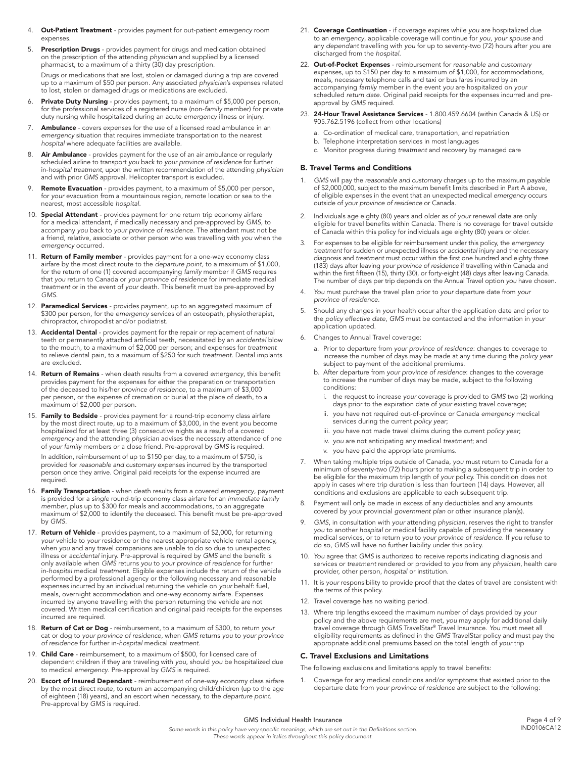4. **Out-Patient Treatment** - provides payment for out-patient *emergency* room expenses.
5. **Prescription Drugs** - provides payment for drugs and medication obtained on the prescription of the attending *physician* and supplied by a licensed pharmacist, to a maximum of a thirty (30) day prescription.

   Drugs or medications that are lost, stolen or damaged during a trip are covered up to a maximum of $50 per person. Any associated *physician*'s expenses related to lost, stolen or damaged drugs or medications are excluded.
6. **Private Duty Nursing** - provides payment, to a maximum of $5,000 per person, for the professional services of a registered nurse (non-*family* member) for private duty nursing while hospitalized during an acute *emergency* illness or injury.
7. **Ambulance** - covers expenses for the use of a licensed road ambulance in an *emergency* situation that requires immediate transportation to the nearest *hospital* where adequate facilities are available.
8. **Air Ambulance** - provides payment for the use of an air ambulance or regularly scheduled airline to transport *you* back to *your province of residence* for further in-*hospital treatment*, upon the written recommendation of the attending *physician* and with prior *GMS* approval. Helicopter transport is excluded.
9. **Remote Evacuation** - provides payment, to a maximum of $5,000 per person, for *your* evacuation from a mountainous region, remote location or sea to the nearest, most accessible *hospital*.
10. **Special Attendant** - provides payment for one return trip economy airfare for a medical attendant, if medically necessary and pre-approved by *GMS*, to accompany *you* back to *your province of residence*. The attendant must not be a friend, relative, associate or other person who was travelling with *you* when the *emergency* occurred.
11. **Return of Family member** - provides payment for a one-way economy class airfare by the most direct route to the *departure point*, to a maximum of $1,000, for the return of one (1) covered accompanying *family* member if *GMS* requires that *you* return to Canada or *your province of residence* for immediate medical *treatment* or in the event of *your* death. This benefit must be pre-approved by *GMS*.
12. **Paramedical Services** - provides payment, up to an aggregated maximum of $300 per person, for the *emergency* services of an osteopath, physiotherapist, chiropractor, chiropodist and/or podiatrist.
13. **Accidental Dental** - provides payment for the repair or replacement of natural teeth or permanently attached artificial teeth, necessitated by an *accidental* blow to the mouth, to a maximum of $2,000 per person; and expenses for *treatment* to relieve dental pain, to a maximum of $250 for such *treatment*. Dental implants are excluded.
14. **Return of Remains** - when death results from a covered *emergency*, this benefit provides payment for the expenses for either the preparation or transportation of the deceased to his/her *province of residence*, to a maximum of $3,000 per person, or the expense of cremation or burial at the place of death, to a maximum of $2,000 per person.
15. **Family to Bedside** - provides payment for a round-trip economy class airfare by the most direct route, up to a maximum of $3,000, in the event *you* become hospitalized for at least three (3) consecutive nights as a result of a covered *emergency* and the attending *physician* advises the necessary attendance of one of *your family* members or a close friend. Pre-approval by *GMS* is required.

    In addition, reimbursement of up to $150 per day, to a maximum of $750, is provided for *reasonable and customary* expenses incurred by the transported person once they arrive. Original paid receipts for the expense incurred are required.
16. **Family Transportation** - when death results from a covered *emergency*, payment is provided for a *single* round-trip economy class airfare for an *immediate family member*, plus up to $300 for meals and accommodations, to an aggregate maximum of $2,000 to identify the deceased. This benefit must be pre-approved by *GMS*.
17. **Return of Vehicle** - provides payment, to a maximum of $2,000, for returning *your* vehicle to *your* residence or the nearest appropriate vehicle rental agency, when *you* and any travel companions are unable to do so due to unexpected illness or *accidental* injury. Pre-approval is required by *GMS* and the benefit is only available when *GMS* returns *you* to *your province of residence* for further in-*hospital* medical *treatment*. Eligible expenses include the return of the vehicle performed by a professional agency or the following necessary and reasonable expenses incurred by an individual returning the vehicle on *your* behalf: fuel, meals, overnight accommodation and one-way economy airfare. Expenses incurred by anyone travelling with the person returning the vehicle are not covered. Written medical certification and original paid receipts for the expenses incurred are required.
18. **Return of Cat or Dog** - reimbursement, to a maximum of $300, to return *your* cat or dog to *your province of residence*, when *GMS* returns *you* to *your province of residence* for further in-*hospital* medical *treatment*.
19. **Child Care** - reimbursement, to a maximum of $500, for licensed care of dependent children if they are traveling with *you*, should *you* be hospitalized due to medical *emergency*. Pre-approval by *GMS* is required.
20. **Escort of Insured Dependant** - reimbursement of one-way economy class airfare by the most direct route, to return an accompanying child/children (up to the age of eighteen (18) years), and an escort when necessary, to the *departure point*. Pre-approval by *GMS* is required.
21. **Coverage Continuation** - if coverage expires while *you* are hospitalized due to an *emergency*, applicable coverage will continue for *you*, *your spouse* and any *dependant* travelling with *you* for up to seventy-two (72) hours after *you* are discharged from the *hospital*.
22. **Out-of-Pocket Expenses** - reimbursement for *reasonable and customary* expenses, up to $150 per day to a maximum of $1,000, for accommodations, meals, necessary telephone calls and taxi or bus fares incurred by an accompanying *family* member in the event *you* are hospitalized on *your* scheduled *return date*. Original paid receipts for the expenses incurred and pre-approval by *GMS* required.
23. **24-Hour Travel Assistance Services** - 1.800.459.6604 (within Canada & US) or 905.762.5196 (collect from other locations)
    a. Co-ordination of medical care, transportation, and repatriation
    b. Telephone interpretation services in most languages
    c. Monitor progress during *treatment* and recovery by managed care

### B. Travel Terms and Conditions

1. *GMS* will pay the *reasonable and customary* charges up to the maximum payable of $2,000,000, subject to the maximum benefit limits described in Part A above, of eligible expenses in the event that an unexpected medical *emergency* occurs outside of *your province of residence* or Canada.
2. Individuals age eighty (80) years and older as of *your* renewal date are only eligible for travel benefits within Canada. There is no coverage for travel outside of Canada within this policy for individuals age eighty (80) years or older.
3. For expenses to be eligible for reimbursement under this policy, the *emergency treatment* for sudden or unexpected illness or *accidental* injury and the necessary diagnosis and *treatment* must occur within the first one hundred and eighty three (183) days after leaving *your province of residence* if travelling within Canada and within the first fifteen (15), thirty (30), or forty-eight (48) days after leaving Canada. The number of days per trip depends on the Annual Travel option *you* have chosen.
4. *You* must purchase the travel plan prior to *your* departure date from *your province of residence*.
5. Should any changes in *your* health occur after the application date and prior to the *policy effective date*, *GMS* must be contacted and the information in *your* application updated.
6. Changes to Annual Travel coverage:
   a. Prior to departure from *your province of residence*: changes to coverage to increase the number of days may be made at any time during the *policy year* subject to payment of the additional premiums.
   b. After departure from *your province of residence*: changes to the coverage to increase the number of days may be made, subject to the following conditions:
      i. the request to increase *your* coverage is provided to *GMS* two (2) working days prior to the expiration date of *your* existing travel coverage;
      ii. *you* have not required out-of-province or Canada *emergency* medical services during the current *policy year*;
      iii. *you* have not made travel claims during the current *policy year*;
      iv. *you* are not anticipating any medical *treatment*; and
      v. *you* have paid the appropriate premiums.
7. When taking multiple trips outside of Canada, *you* must return to Canada for a minimum of seventy-two (72) hours prior to making a subsequent trip in order to be eligible for the maximum trip length of *your* policy. This condition does not apply in cases where trip duration is less than fourteen (14) days. However, all conditions and exclusions are applicable to each subsequent trip.
8. Payment will only be made in excess of any deductibles and any amounts covered by *your* provincial *government plan* or other insurance plan(s).
9. *GMS*, in consultation with *your* attending *physician*, reserves the right to transfer *you* to another *hospital* or medical facility capable of providing the necessary medical services, or to return *you* to *your province of residence*. If *you* refuse to do so, *GMS* will have no further liability under this policy.
10. *You* agree that *GMS* is authorized to receive reports indicating diagnosis and services or *treatment* rendered or provided to *you* from any *physician*, health care provider, other person, *hospital* or institution.
11. It is *your* responsibility to provide proof that the dates of travel are consistent with the terms of this policy.
12. Travel coverage has no waiting period.
13. Where trip lengths exceed the maximum number of days provided by *your* policy and the above requirements are met, *you* may apply for additional daily travel coverage through *GMS* TravelStar® Travel Insurance. *You* must meet all eligibility requirements as defined in the *GMS* TravelStar policy and must pay the appropriate additional premiums based on the total length of *your* trip

### C. Travel Exclusions and Limitations

The following exclusions and limitations apply to travel benefits:

1. Coverage for any medical conditions and/or symptoms that existed prior to the departure date from *your province of residence* are subject to the following: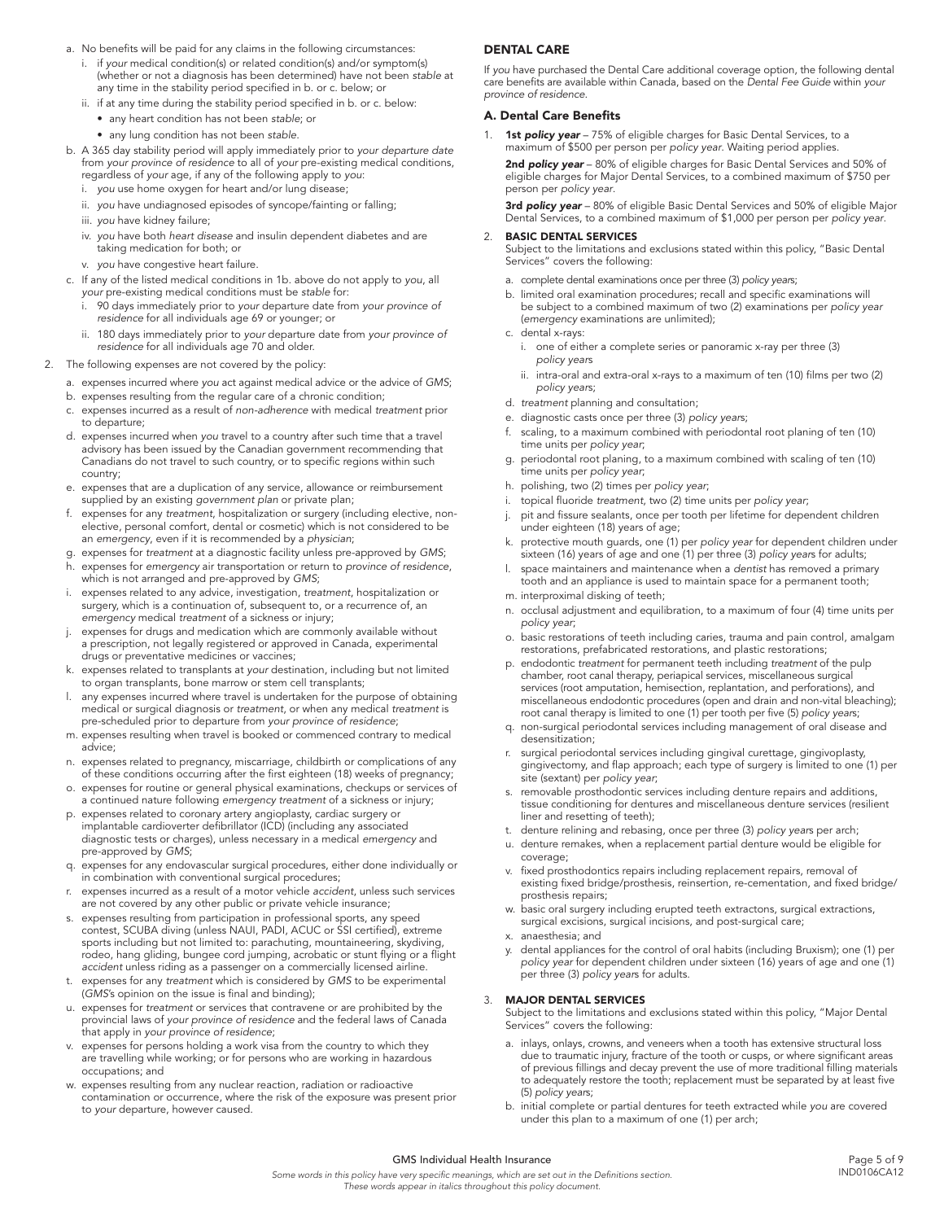a. No benefits will be paid for any claims in the following circumstances:
   i. if *your* medical condition(s) or related condition(s) and/or symptom(s) (whether or not a diagnosis has been determined) have not been *stable* at any time in the stability period specified in b. or c. below; or
   ii. if at any time during the stability period specified in b. or c. below:
      - any heart condition has not been *stable*; or
      - any lung condition has not been *stable*.
b. A 365 day stability period will apply immediately prior to *your departure date* from *your province of residence* to all of *your* pre-existing medical conditions, regardless of *your* age, if any of the following apply to *you*:
   i. *you* use home oxygen for heart and/or lung disease;
   ii. *you* have undiagnosed episodes of syncope/fainting or falling;
   iii. *you* have kidney failure;
   iv. *you* have both *heart disease* and insulin dependent diabetes and are taking medication for both; or
   v. *you* have congestive heart failure.
c. If any of the listed medical conditions in 1b. above do not apply to *you*, all *your* pre-existing medical conditions must be *stable* for:
   i. 90 days immediately prior to *your* departure date from *your province of residence* for all individuals age 69 or younger; or
   ii. 180 days immediately prior to *your* departure date from *your province of residence* for all individuals age 70 and older.

2. The following expenses are not covered by the policy:
   a. expenses incurred where *you* act against medical advice or the advice of *GMS*;
   b. expenses resulting from the regular care of a chronic condition;
   c. expenses incurred as a result of *non-adherence* with medical *treatment* prior to departure;
   d. expenses incurred when *you* travel to a country after such time that a travel advisory has been issued by the Canadian government recommending that Canadians do not travel to such country, or to specific regions within such country;
   e. expenses that are a duplication of any service, allowance or reimbursement supplied by an existing *government plan* or private plan;
   f. expenses for any *treatment*, hospitalization or surgery (including elective, non-elective, personal comfort, dental or cosmetic) which is not considered to be an *emergency*, even if it is recommended by a *physician*;
   g. expenses for *treatment* at a diagnostic facility unless pre-approved by *GMS*;
   h. expenses for *emergency* air transportation or return to *province of residence*, which is not arranged and pre-approved by *GMS*;
   i. expenses related to any advice, investigation, *treatment*, hospitalization or surgery, which is a continuation of, subsequent to, or a recurrence of, an *emergency* medical *treatment* of a sickness or injury;
   j. expenses for drugs and medication which are commonly available without a prescription, not legally registered or approved in Canada, experimental drugs or preventative medicines or vaccines;
   k. expenses related to transplants at *your* destination, including but not limited to organ transplants, bone marrow or stem cell transplants;
   l. any expenses incurred where travel is undertaken for the purpose of obtaining medical or surgical diagnosis or *treatment*, or when any medical *treatment* is pre-scheduled prior to departure from *your province of residence*;
   m. expenses resulting when travel is booked or commenced contrary to medical advice;
   n. expenses related to pregnancy, miscarriage, childbirth or complications of any of these conditions occurring after the first eighteen (18) weeks of pregnancy;
   o. expenses for routine or general physical examinations, checkups or services of a continued nature following *emergency treatment* of a sickness or injury;
   p. expenses related to coronary artery angioplasty, cardiac surgery or implantable cardioverter defibrillator (ICD) (including any associated diagnostic tests or charges), unless necessary in a medical *emergency* and pre-approved by *GMS*;
   q. expenses for any endovascular surgical procedures, either done individually or in combination with conventional surgical procedures;
   r. expenses incurred as a result of a motor vehicle *accident*, unless such services are not covered by any other public or private vehicle insurance;
   s. expenses resulting from participation in professional sports, any speed contest, SCUBA diving (unless NAUI, PADI, ACUC or SSI certified), extreme sports including but not limited to: parachuting, mountaineering, skydiving, rodeo, hang gliding, bungee cord jumping, acrobatic or stunt flying or a flight *accident* unless riding as a passenger on a commercially licensed airline.
   t. expenses for any *treatment* which is considered by *GMS* to be experimental (*GMS*'s opinion on the issue is final and binding);
   u. expenses for *treatment* or services that contravene or are prohibited by the provincial laws of *your province of residence* and the federal laws of Canada that apply in *your province of residence*;
   v. expenses for persons holding a work visa from the country to which they are travelling while working; or for persons who are working in hazardous occupations; and
   w. expenses resulting from any nuclear reaction, radiation or radioactive contamination or occurrence, where the risk of the exposure was present prior to *your* departure, however caused.

## DENTAL CARE

If *you* have purchased the Dental Care additional coverage option, the following dental care benefits are available within Canada, based on the *Dental Fee Guide* within *your province of residence*.

### A. Dental Care Benefits

1. **1st *policy year*** – 75% of eligible charges for Basic Dental Services, to a maximum of $500 per person per *policy year*. Waiting period applies.

   **2nd *policy year*** – 80% of eligible charges for Basic Dental Services and 50% of eligible charges for Major Dental Services, to a combined maximum of $750 per person per *policy year*.

   **3rd *policy year*** – 80% of eligible Basic Dental Services and 50% of eligible Major Dental Services, to a combined maximum of $1,000 per person per *policy year*.

2. **BASIC DENTAL SERVICES**
   Subject to the limitations and exclusions stated within this policy, "Basic Dental Services" covers the following:
   a. complete dental examinations once per three (3) *policy years*;
   b. limited oral examination procedures; recall and specific examinations will be subject to a combined maximum of two (2) examinations per *policy year* (*emergency* examinations are unlimited);
   c. dental x-rays:
      i. one of either a complete series or panoramic x-ray per three (3) *policy years*
      ii. intra-oral and extra-oral x-rays to a maximum of ten (10) films per two (2) *policy years*;
   d. *treatment* planning and consultation;
   e. diagnostic casts once per three (3) *policy years*;
   f. scaling, to a maximum combined with periodontal root planing of ten (10) time units per *policy year*;
   g. periodontal root planing, to a maximum combined with scaling of ten (10) time units per *policy year*;
   h. polishing, two (2) times per *policy year*;
   i. topical fluoride *treatment*, two (2) time units per *policy year*;
   j. pit and fissure sealants, once per tooth per lifetime for dependent children under eighteen (18) years of age;
   k. protective mouth guards, one (1) per *policy year* for dependent children under sixteen (16) years of age and one (1) per three (3) *policy years* for adults;
   l. space maintainers and maintenance when a *dentist* has removed a primary tooth and an appliance is used to maintain space for a permanent tooth;
   m. interproximal disking of teeth;
   n. occlusal adjustment and equilibration, to a maximum of four (4) time units per *policy year*;
   o. basic restorations of teeth including caries, trauma and pain control, amalgam restorations, prefabricated restorations, and plastic restorations;
   p. endodontic *treatment* for permanent teeth including *treatment* of the pulp chamber, root canal therapy, periapical services, miscellaneous surgical services (root amputation, hemisection, replantation, and perforations), and miscellaneous endodontic procedures (open and drain and non-vital bleaching); root canal therapy is limited to one (1) per tooth per five (5) *policy years*;
   q. non-surgical periodontal services including management of oral disease and desensitization;
   r. surgical periodontal services including gingival curettage, gingivoplasty, gingivectomy, and flap approach; each type of surgery is limited to one (1) per site (sextant) per *policy year*;
   s. removable prosthodontic services including denture repairs and additions, tissue conditioning for dentures and miscellaneous denture services (resilient liner and resetting of teeth);
   t. denture relining and rebasing, once per three (3) *policy years* per arch;
   u. denture remakes, when a replacement partial denture would be eligible for coverage;
   v. fixed prosthodontics repairs including replacement repairs, removal of existing fixed bridge/prosthesis, reinsertion, re-cementation, and fixed bridge/prosthesis repairs;
   w. basic oral surgery including erupted teeth extractons, surgical extractions, surgical excisions, surgical incisions, and post-surgical care;
   x. anaesthesia; and
   y. dental appliances for the control of oral habits (including Bruxism); one (1) per *policy year* for dependent children under sixteen (16) years of age and one (1) per three (3) *policy years* for adults.

3. **MAJOR DENTAL SERVICES**
   Subject to the limitations and exclusions stated within this policy, "Major Dental Services" covers the following:
   a. inlays, onlays, crowns, and veneers when a tooth has extensive structural loss due to traumatic injury, fracture of the tooth or cusps, or where significant areas of previous fillings and decay prevent the use of more traditional filling materials to adequately restore the tooth; replacement must be separated by at least five (5) *policy years*;
   b. initial complete or partial dentures for teeth extracted while *you* are covered under this plan to a maximum of one (1) per arch;

*Some words in this policy have very specific meanings, which are set out in the Definitions section. These words appear in italics throughout this policy document.*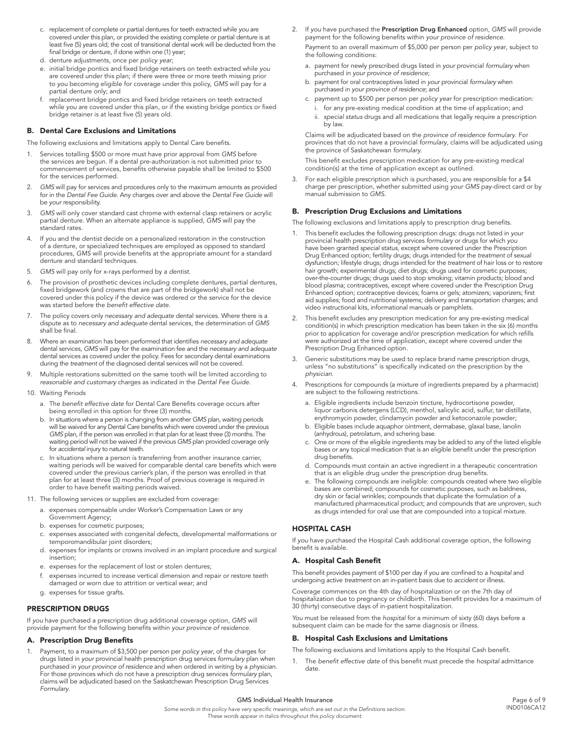c. replacement of complete or partial dentures for teeth extracted while *you* are covered under this plan, or provided the existing complete or partial denture is at least five (5) years old; the cost of transitional dental work will be deducted from the final bridge or denture, if done within one (1) year;

d. denture adjustments, once per *policy year*;

e. initial bridge pontics and fixed bridge retainers on teeth extracted while *you* are covered under this plan; if there were three or more teeth missing prior to *you* becoming eligible for coverage under this policy, *GMS* will pay for a partial denture only; and

f. replacement bridge pontics and fixed bridge retainers on teeth extracted while *you* are covered under this plan, or if the existing bridge pontics or fixed bridge retainer is at least five (5) years old.

### B. Dental Care Exclusions and Limitations

The following exclusions and limitations apply to Dental Care benefits.

1. Services totalling $500 or more must have prior approval from *GMS* before the services are begun. If a dental pre-authorization is not submitted prior to commencement of services, benefits otherwise payable shall be limited to $500 for the services performed.
2. *GMS* will pay for services and procedures only to the maximum amounts as provided for in the *Dental Fee Guide*. Any charges over and above the *Dental Fee Guide* will be *your* responsibility.
3. *GMS* will only cover standard cast chrome with external clasp retainers or acrylic partial denture. When an alternate appliance is supplied, *GMS* will pay the standard rates.
4. If *you* and the *dentist* decide on a personalized restoration in the construction of a denture, or specialized techniques are employed as opposed to standard procedures, *GMS* will provide benefits at the appropriate amount for a standard denture and standard techniques.
5. *GMS* will pay only for x-rays performed by a *dentist*.
6. The provision of prosthetic devices including complete dentures, partial dentures, fixed bridgework (and crowns that are part of the bridgework) shall not be covered under this policy if the device was ordered or the service for the device was started before the *benefit effective date*.
7. The policy covers only *necessary and adequate* dental services. Where there is a dispute as to *necessary and adequate* dental services, the determination of *GMS* shall be final.
8. Where an examination has been performed that identifies *necessary and adequate* dental services, *GMS* will pay for the examination fee and the *necessary and adequate* dental services as covered under the policy. Fees for secondary dental examinations during the *treatment* of the diagnosed dental services will not be covered.
9. Multiple restorations submitted on the same tooth will be limited according to *reasonable and customary* charges as indicated in the *Dental Fee Guide*.
10. Waiting Periods
    a. The *benefit effective date* for Dental Care Benefits coverage occurs after being enrolled in this option for three (3) months.
    b. In situations where a person is changing from another *GMS* plan, waiting periods will be waived for any Dental Care benefits which were covered under the previous *GMS* plan, if the person was enrolled in that plan for at least three (3) months. The waiting period will not be waived if the previous *GMS* plan provided coverage only for *accidental* injury to natural teeth.
    c. In situations where a person is transferring from another insurance carrier, waiting periods will be waived for comparable dental care benefits which were covered under the previous carrier's plan, if the person was enrolled in that plan for at least three (3) months. Proof of previous coverage is required in order to have benefit waiting periods waived.
11. The following services or supplies are excluded from coverage:
    a. expenses compensable under Worker's Compensation Laws or any Government Agency;
    b. expenses for cosmetic purposes;
    c. expenses associated with congenital defects, developmental malformations or temporomandibular joint disorders;
    d. expenses for implants or crowns involved in an implant procedure and surgical insertion;
    e. expenses for the replacement of lost or stolen dentures;
    f. expenses incurred to increase vertical dimension and repair or restore teeth damaged or worn due to attrition or vertical wear; and
    g. expenses for tissue grafts.

## PRESCRIPTION DRUGS

If *you* have purchased a prescription drug additional coverage option, *GMS* will provide payment for the following benefits within *your province of residence*.

### A. Prescription Drug Benefits

1. Payment, to a maximum of $3,500 per person per *policy year*, of the charges for drugs listed in *your* provincial health prescription drug services *formulary* plan when purchased in *your province of residence* and when ordered in writing by a *physician*. For those provinces which do not have a prescription drug services *formulary* plan, claims will be adjudicated based on the Saskatchewan Prescription Drug Services *Formulary*.
2. If *you* have purchased the **Prescription Drug Enhanced** option, *GMS* will provide payment for the following benefits within *your province of residence*.

   Payment to an overall maximum of $5,000 per person per *policy year*, subject to the following conditions:

   a. payment for newly prescribed drugs listed in *your* provincial *formulary* when purchased in *your province of residence*;

   b. payment for oral contraceptives listed in *your* provincial *formulary* when purchased in *your province of residence*; and

   c. payment up to $500 per person per *policy year* for prescription medication:

      i. for any pre-existing medical condition at the time of application; and

      ii. *special status* drugs and all medications that legally require a prescription by law.

   Claims will be adjudicated based on the *province of residence formulary*. For provinces that do not have a provincial *formulary*, claims will be adjudicated using the province of Saskatchewan *formulary*.

   This benefit excludes prescription medication for any pre-existing medical condition(s) at the time of application except as outlined.
3. For each eligible prescription which is purchased, *you* are responsible for a $4 charge per prescription, whether submitted using *your GMS* pay-direct card or by manual submission to *GMS*.

### B. Prescription Drug Exclusions and Limitations

The following exclusions and limitations apply to prescription drug benefits.

1. This benefit excludes the following prescription drugs: drugs not listed in *your* provincial health prescription drug services *formulary* or drugs for which *you* have been granted *special status*, except where covered under the Prescription Drug Enhanced option; fertility drugs; drugs intended for the *treatment* of sexual dysfunction; lifestyle drugs; drugs intended for the *treatment* of hair loss or to restore hair growth; experimental drugs; diet drugs; drugs used for cosmetic purposes; over-the-counter drugs; drugs used to stop smoking; vitamin products; blood and blood plasma; contraceptives, except where covered under the Prescription Drug Enhanced option; contraceptive devices; foams or gels; atomizers; vaporizers; first aid supplies; food and nutritional systems; delivery and transportation charges; and video instructional kits, informational manuals or pamphlets.
2. This benefit excludes any prescription medication for any pre-existing medical condition(s) in which prescription medication has been taken in the six (6) months prior to application for coverage and/or prescription medication for which refills were authorized at the time of application, except where covered under the Prescription Drug Enhanced option.
3. Generic substitutions may be used to replace brand name prescription drugs, unless "no substitutions" is specifically indicated on the prescription by the *physician*.
4. Prescriptions for compounds (a mixture of ingredients prepared by a pharmacist) are subject to the following restrictions.
   a. Eligible ingredients include benzoin tincture, hydrocortisone powder, liquor carbonis detergens (LCD), menthol, salicylic acid, sulfur, tar distillate, erythromycin powder, clindamycin powder and ketoconazole powder;
   b. Eligible bases include aquaphor ointment, dermabase, glaxal base, lanolin (anhydrous), petrolatum, and schering base.
   c. One or more of the eligible ingredients may be added to any of the listed eligible bases or any topical medication that is an eligible benefit under the prescription drug benefits.
   d. Compounds must contain an active ingredient in a therapeutic concentration that is an eligible drug under the prescription drug benefits.
   e. The following compounds are ineligible: compounds created where two eligible bases are combined; compounds for cosmetic purposes, such as baldness, dry skin or facial wrinkles; compounds that duplicate the formulation of a manufactured pharmaceutical product; and compounds that are unproven, such as drugs intended for oral use that are compounded into a topical mixture.

## HOSPITAL CASH

If *you* have purchased the Hospital Cash additional coverage option, the following benefit is available.

### A. Hospital Cash Benefit

This benefit provides payment of $100 per day if *you* are confined to a *hospital* and undergoing active *treatment* on an in-patient basis due to *accident* or illness.

Coverage commences on the 4th day of hospitalization or on the 7th day of hospitalization due to pregnancy or childbirth. This benefit provides for a maximum of 30 (thirty) consecutive days of in-patient hospitalization.

*You* must be released from the *hospital* for a minimum of sixty (60) days before a subsequent claim can be made for the same diagnosis or illness.

### B. Hospital Cash Exclusions and Limitations

The following exclusions and limitations apply to the Hospital Cash benefit.

1. The *benefit effective date* of this benefit must precede the *hospital* admittance date.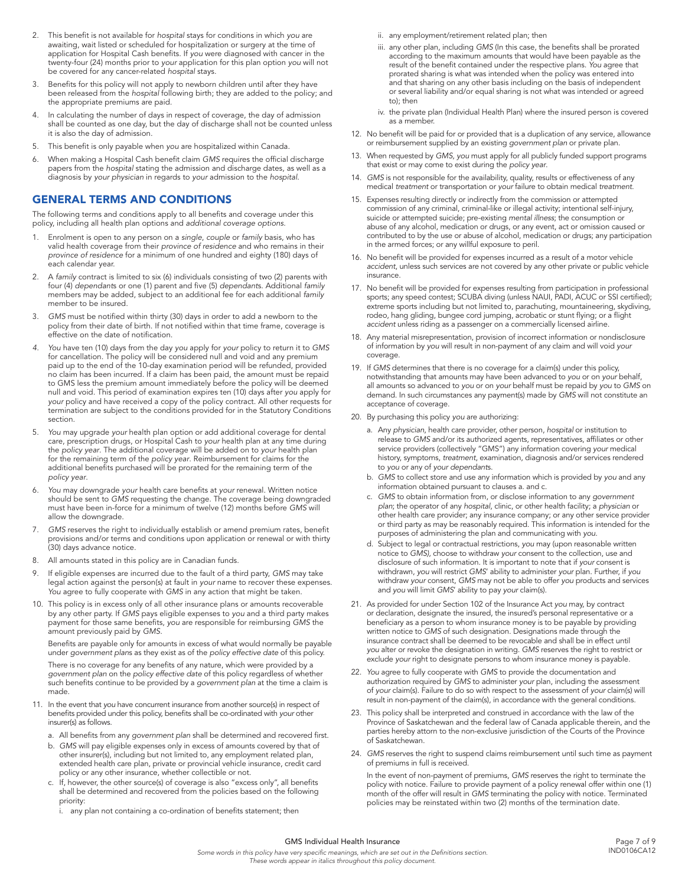2. This benefit is not available for *hospital* stays for conditions in which *you* are awaiting, wait listed or scheduled for hospitalization or surgery at the time of application for Hospital Cash benefits. If *you* were diagnosed with cancer in the twenty-four (24) months prior to *your* application for this plan option *you* will not be covered for any cancer-related *hospital* stays.
3. Benefits for this policy will not apply to newborn children until after they have been released from the *hospital* following birth; they are added to the policy; and the appropriate premiums are paid.
4. In calculating the number of days in respect of coverage, the day of admission shall be counted as one day, but the day of discharge shall not be counted unless it is also the day of admission.
5. This benefit is only payable when *you* are hospitalized within Canada.
6. When making a Hospital Cash benefit claim *GMS* requires the official discharge papers from the *hospital* stating the admission and discharge dates, as well as a diagnosis by *your physician* in regards to *your* admission to the *hospital.*

## GENERAL TERMS AND CONDITIONS

The following terms and conditions apply to all benefits and coverage under this policy, including all health plan options and *additional coverage options.*

1. Enrolment is open to any person on a *single, couple* or *family* basis, who has valid health coverage from their *province of residence* and who remains in their *province of residence* for a minimum of one hundred and eighty (180) days of each calendar year.
2. A *family* contract is limited to six (6) individuals consisting of two (2) parents with four (4) *dependant*s or one (1) parent and five (5) *dependant*s. Additional *family* members may be added, subject to an additional fee for each additional *family* member to be insured.
3. *GMS* must be notified within thirty (30) days in order to add a newborn to the policy from their date of birth. If not notified within that time frame, coverage is effective on the date of notification.
4. *You* have ten (10) days from the day *you* apply for *your* policy to return it to *GMS* for cancellation. The policy will be considered null and void and any premium paid up to the end of the 10-day examination period will be refunded, provided no claim has been incurred. If a claim has been paid, the amount must be repaid to GMS less the premium amount immediately before the policy will be deemed null and void. This period of examination expires ten (10) days after *you* apply for *your* policy and have received a copy of the policy contract. All other requests for termination are subject to the conditions provided for in the Statutory Conditions section.
5. *You* may upgrade *your* health plan option or add additional coverage for dental care, prescription drugs, or Hospital Cash to *your* health plan at any time during the *policy year*. The additional coverage will be added on to *your* health plan for the remaining term of the *policy year*. Reimbursement for claims for the additional benefits purchased will be prorated for the remaining term of the *policy year*.
6. *You* may downgrade *your* health care benefits at *your* renewal. Written notice should be sent to *GMS* requesting the change. The coverage being downgraded must have been in-force for a minimum of twelve (12) months before *GMS* will allow the downgrade.
7. *GMS* reserves the right to individually establish or amend premium rates, benefit provisions and/or terms and conditions upon application or renewal or with thirty (30) days advance notice.
8. All amounts stated in this policy are in Canadian funds.
9. If eligible expenses are incurred due to the fault of a third party, *GMS* may take legal action against the person(s) at fault in *your* name to recover these expenses. *You* agree to fully cooperate with *GMS* in any action that might be taken.
10. This policy is in excess only of all other insurance plans or amounts recoverable by any other party. If *GMS* pays eligible expenses to *you* and a third party makes payment for those same benefits, *you* are responsible for reimbursing *GMS* the amount previously paid by *GMS*.

    Benefits are payable only for amounts in excess of what would normally be payable under *government plan*s as they exist as of the *policy effective date* of this policy.

    There is no coverage for any benefits of any nature, which were provided by a *government plan* on the *policy effective date* of this policy regardless of whether such benefits continue to be provided by a *government plan* at the time a claim is made.
11. In the event that *you* have concurrent insurance from another source(s) in respect of benefits provided under this policy, benefits shall be co-ordinated with *your* other insurer(s) as follows.
    a. All benefits from any *government plan* shall be determined and recovered first.
    b. *GMS* will pay eligible expenses only in excess of amounts covered by that of other insurer(s), including but not limited to, any employment related plan, extended health care plan, private or provincial vehicle insurance, credit card policy or any other insurance, whether collectible or not.
    c. If, however, the other source(s) of coverage is also "excess only", all benefits shall be determined and recovered from the policies based on the following priority:
       i. any plan not containing a co-ordination of benefits statement; then
       ii. any employment/retirement related plan; then
       iii. any other plan, including *GMS* (In this case, the benefits shall be prorated according to the maximum amounts that would have been payable as the result of the benefit contained under the respective plans. *You* agree that prorated sharing is what was intended when the policy was entered into and that sharing on any other basis including on the basis of independent or several liability and/or equal sharing is not what was intended or agreed to); then
       iv. the private plan (Individual Health Plan) where the insured person is covered as a member.
12. No benefit will be paid for or provided that is a duplication of any service, allowance or reimbursement supplied by an existing *government plan* or private plan.
13. When requested by *GMS*, *you* must apply for all publicly funded support programs that exist or may come to exist during the *policy year*.
14. *GMS* is not responsible for the availability, quality, results or effectiveness of any medical *treatment* or transportation or *your* failure to obtain medical *treatment*.
15. Expenses resulting directly or indirectly from the commission or attempted commission of any criminal, criminal-like or illegal activity; intentional self-injury, suicide or attempted suicide; pre-existing *mental illness*; the consumption or abuse of any alcohol, medication or drugs, or any event, act or omission caused or contributed to by the use or abuse of alcohol, medication or drugs; any participation in the armed forces; or any willful exposure to peril.
16. No benefit will be provided for expenses incurred as a result of a motor vehicle *accident*, unless such services are not covered by any other private or public vehicle insurance.
17. No benefit will be provided for expenses resulting from participation in professional sports; any speed contest; SCUBA diving (unless NAUI, PADI, ACUC or SSI certified); extreme sports including but not limited to, parachuting, mountaineering, skydiving, rodeo, hang gliding, bungee cord jumping, acrobatic or stunt flying; or a flight *accident* unless riding as a passenger on a commercially licensed airline.
18. Any material misrepresentation, provision of incorrect information or nondisclosure of information by *you* will result in non-payment of any claim and will void *your* coverage.
19. If *GMS* determines that there is no coverage for a claim(s) under this policy, notwithstanding that amounts may have been advanced to *you* or on *your* behalf, all amounts so advanced to *you* or on *your* behalf must be repaid by *you* to *GMS* on demand. In such circumstances any payment(s) made by *GMS* will not constitute an acceptance of coverage.
20. By purchasing this policy *you* are authorizing:
    a. Any *physician*, health care provider, other person, *hospital* or institution to release to *GMS* and/or its authorized agents, representatives, affiliates or other service providers (collectively "GMS") any information covering *your* medical history, symptoms, *treatment*, examination, diagnosis and/or services rendered to *you* or any of *your dependant*s.
    b. *GMS* to collect store and use any information which is provided by *you* and any information obtained pursuant to clauses a. and c.
    c. *GMS* to obtain information from, or disclose information to any *government plan*; the operator of any *hospital*, clinic, or other health facility; a *physician* or other health care provider; any insurance company; or any other service provider or third party as may be reasonably required. This information is intended for the purposes of administering the plan and communicating with *you*.
    d. Subject to legal or contractual restrictions, *you* may (upon reasonable written notice to *GMS*), choose to withdraw *your* consent to the collection, use and disclosure of such information. It is important to note that if *your* consent is withdrawn, *you* will restrict *GMS*' ability to administer *your* plan. Further, if *you* withdraw *your* consent, *GMS* may not be able to offer *you* products and services and *you* will limit *GMS*' ability to pay *your* claim(s).
21. As provided for under Section 102 of the Insurance Act *you* may, by contract or declaration, designate the insured, the insured's personal representative or a beneficiary as a person to whom insurance money is to be payable by providing written notice to *GMS* of such designation. Designations made through the insurance contract shall be deemed to be revocable and shall be in effect until *you* alter or revoke the designation in writing. *GMS* reserves the right to restrict or exclude *your* right to designate persons to whom insurance money is payable.
22. *You* agree to fully cooperate with *GMS* to provide the documentation and authorization required by *GMS* to administer *your* plan, including the assessment of *your* claim(s). Failure to do so with respect to the assessment of *your* claim(s) will result in non-payment of the claim(s), in accordance with the general conditions.
23. This policy shall be interpreted and construed in accordance with the law of the Province of Saskatchewan and the federal law of Canada applicable therein, and the parties hereby attorn to the non-exclusive jurisdiction of the Courts of the Province of Saskatchewan.
24. *GMS* reserves the right to suspend claims reimbursement until such time as payment of premiums in full is received.

    In the event of non-payment of premiums, *GMS* reserves the right to terminate the policy with notice. Failure to provide payment of a policy renewal offer within one (1) month of the offer will result in *GMS* terminating the policy with notice. Terminated policies may be reinstated within two (2) months of the termination date.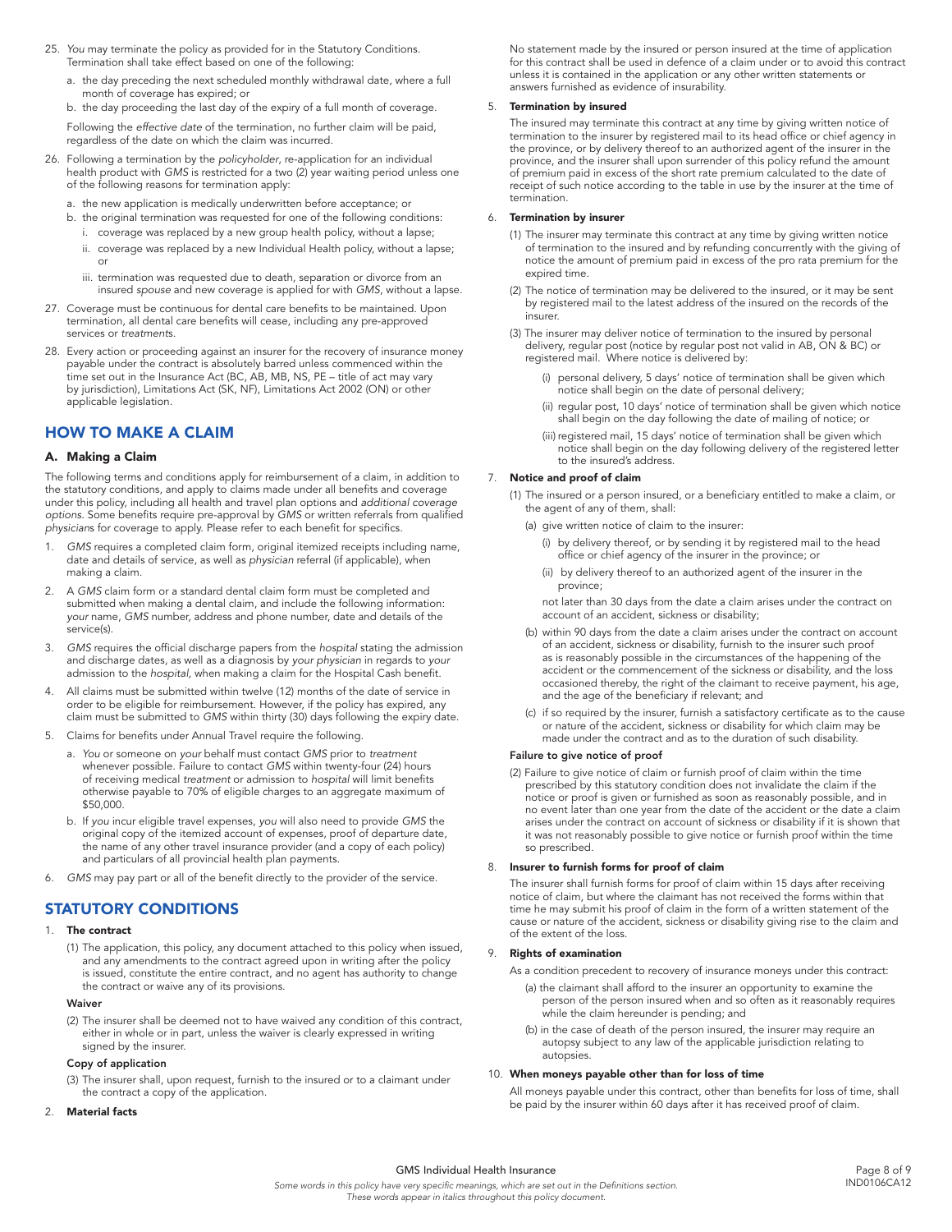25. *You* may terminate the policy as provided for in the Statutory Conditions. Termination shall take effect based on one of the following:
    a. the day preceding the next scheduled monthly withdrawal date, where a full month of coverage has expired; or
    b. the day proceeding the last day of the expiry of a full month of coverage.

    Following the *effective date* of the termination, no further claim will be paid, regardless of the date on which the claim was incurred.
26. Following a termination by the *policyholder*, re-application for an individual health product with *GMS* is restricted for a two (2) year waiting period unless one of the following reasons for termination apply:
    a. the new application is medically underwritten before acceptance; or
    b. the original termination was requested for one of the following conditions:
       i. coverage was replaced by a new group health policy, without a lapse;
       ii. coverage was replaced by a new Individual Health policy, without a lapse; or
       iii. termination was requested due to death, separation or divorce from an insured *spouse* and new coverage is applied for with *GMS*, without a lapse.
27. Coverage must be continuous for dental care benefits to be maintained. Upon termination, all dental care benefits will cease, including any pre-approved services or *treatment*s.
28. Every action or proceeding against an insurer for the recovery of insurance money payable under the contract is absolutely barred unless commenced within the time set out in the Insurance Act (BC, AB, MB, NS, PE – title of act may vary by jurisdiction), Limitations Act (SK, NF), Limitations Act 2002 (ON) or other applicable legislation.

## HOW TO MAKE A CLAIM

### A. Making a Claim

The following terms and conditions apply for reimbursement of a claim, in addition to the statutory conditions, and apply to claims made under all benefits and coverage under this policy, including all health and travel plan options and *additional coverage options*. Some benefits require pre-approval by *GMS* or written referrals from qualified *physician*s for coverage to apply. Please refer to each benefit for specifics.

1. *GMS* requires a completed claim form, original itemized receipts including name, date and details of service, as well as *physician* referral (if applicable), when making a claim.
2. A *GMS* claim form or a standard dental claim form must be completed and submitted when making a dental claim, and include the following information: *your* name, *GMS* number, address and phone number, date and details of the service(s).
3. *GMS* requires the official discharge papers from the *hospital* stating the admission and discharge dates, as well as a diagnosis by *your physician* in regards to *your* admission to the *hospital*, when making a claim for the Hospital Cash benefit.
4. All claims must be submitted within twelve (12) months of the date of service in order to be eligible for reimbursement. However, if the policy has expired, any claim must be submitted to *GMS* within thirty (30) days following the expiry date.
5. Claims for benefits under Annual Travel require the following.
   a. *You* or someone on *your* behalf must contact *GMS* prior to *treatment* whenever possible. Failure to contact *GMS* within twenty-four (24) hours of receiving medical *treatment* or admission to *hospital* will limit benefits otherwise payable to 70% of eligible charges to an aggregate maximum of $50,000.
   b. If *you* incur eligible travel expenses, *you* will also need to provide *GMS* the original copy of the itemized account of expenses, proof of departure date, the name of any other travel insurance provider (and a copy of each policy) and particulars of all provincial health plan payments.
6. *GMS* may pay part or all of the benefit directly to the provider of the service.

## STATUTORY CONDITIONS

1. **The contract**

   (1) The application, this policy, any document attached to this policy when issued, and any amendments to the contract agreed upon in writing after the policy is issued, constitute the entire contract, and no agent has authority to change the contract or waive any of its provisions.

   **Waiver**

   (2) The insurer shall be deemed not to have waived any condition of this contract, either in whole or in part, unless the waiver is clearly expressed in writing signed by the insurer.

   **Copy of application**

   (3) The insurer shall, upon request, furnish to the insured or to a claimant under the contract a copy of the application.

2. **Material facts**

   No statement made by the insured or person insured at the time of application for this contract shall be used in defence of a claim under or to avoid this contract unless it is contained in the application or any other written statements or answers furnished as evidence of insurability.

5. **Termination by insured**

   The insured may terminate this contract at any time by giving written notice of termination to the insurer by registered mail to its head office or chief agency in the province, or by delivery thereof to an authorized agent of the insurer in the province, and the insurer shall upon surrender of this policy refund the amount of premium paid in excess of the short rate premium calculated to the date of receipt of such notice according to the table in use by the insurer at the time of termination.

6. **Termination by insurer**

   (1) The insurer may terminate this contract at any time by giving written notice of termination to the insured and by refunding concurrently with the giving of notice the amount of premium paid in excess of the pro rata premium for the expired time.

   (2) The notice of termination may be delivered to the insured, or it may be sent by registered mail to the latest address of the insured on the records of the insurer.

   (3) The insurer may deliver notice of termination to the insured by personal delivery, regular post (notice by regular post not valid in AB, ON & BC) or registered mail. Where notice is delivered by:

   (i) personal delivery, 5 days' notice of termination shall be given which notice shall begin on the date of personal delivery;

   (ii) regular post, 10 days' notice of termination shall be given which notice shall begin on the day following the date of mailing of notice; or

   (iii) registered mail, 15 days' notice of termination shall be given which notice shall begin on the day following delivery of the registered letter to the insured's address.

7. **Notice and proof of claim**

   (1) The insured or a person insured, or a beneficiary entitled to make a claim, or the agent of any of them, shall:

   (a) give written notice of claim to the insurer:

   (i) by delivery thereof, or by sending it by registered mail to the head office or chief agency of the insurer in the province; or

   (ii) by delivery thereof to an authorized agent of the insurer in the province;

   not later than 30 days from the date a claim arises under the contract on account of an accident, sickness or disability;

   (b) within 90 days from the date a claim arises under the contract on account of an accident, sickness or disability, furnish to the insurer such proof as is reasonably possible in the circumstances of the happening of the accident or the commencement of the sickness or disability, and the loss occasioned thereby, the right of the claimant to receive payment, his age, and the age of the beneficiary if relevant; and

   (c) if so required by the insurer, furnish a satisfactory certificate as to the cause or nature of the accident, sickness or disability for which claim may be made under the contract and as to the duration of such disability.

   **Failure to give notice of proof**

   (2) Failure to give notice of claim or furnish proof of claim within the time prescribed by this statutory condition does not invalidate the claim if the notice or proof is given or furnished as soon as reasonably possible, and in no event later than one year from the date of the accident or the date a claim arises under the contract on account of sickness or disability if it is shown that it was not reasonably possible to give notice or furnish proof within the time so prescribed.

8. **Insurer to furnish forms for proof of claim**

   The insurer shall furnish forms for proof of claim within 15 days after receiving notice of claim, but where the claimant has not received the forms within that time he may submit his proof of claim in the form of a written statement of the cause or nature of the accident, sickness or disability giving rise to the claim and of the extent of the loss.

9. **Rights of examination**

   As a condition precedent to recovery of insurance moneys under this contract:

   (a) the claimant shall afford to the insurer an opportunity to examine the person of the person insured when and so often as it reasonably requires while the claim hereunder is pending; and

   (b) in the case of death of the person insured, the insurer may require an autopsy subject to any law of the applicable jurisdiction relating to autopsies.

10. **When moneys payable other than for loss of time**

    All moneys payable under this contract, other than benefits for loss of time, shall be paid by the insurer within 60 days after it has received proof of claim.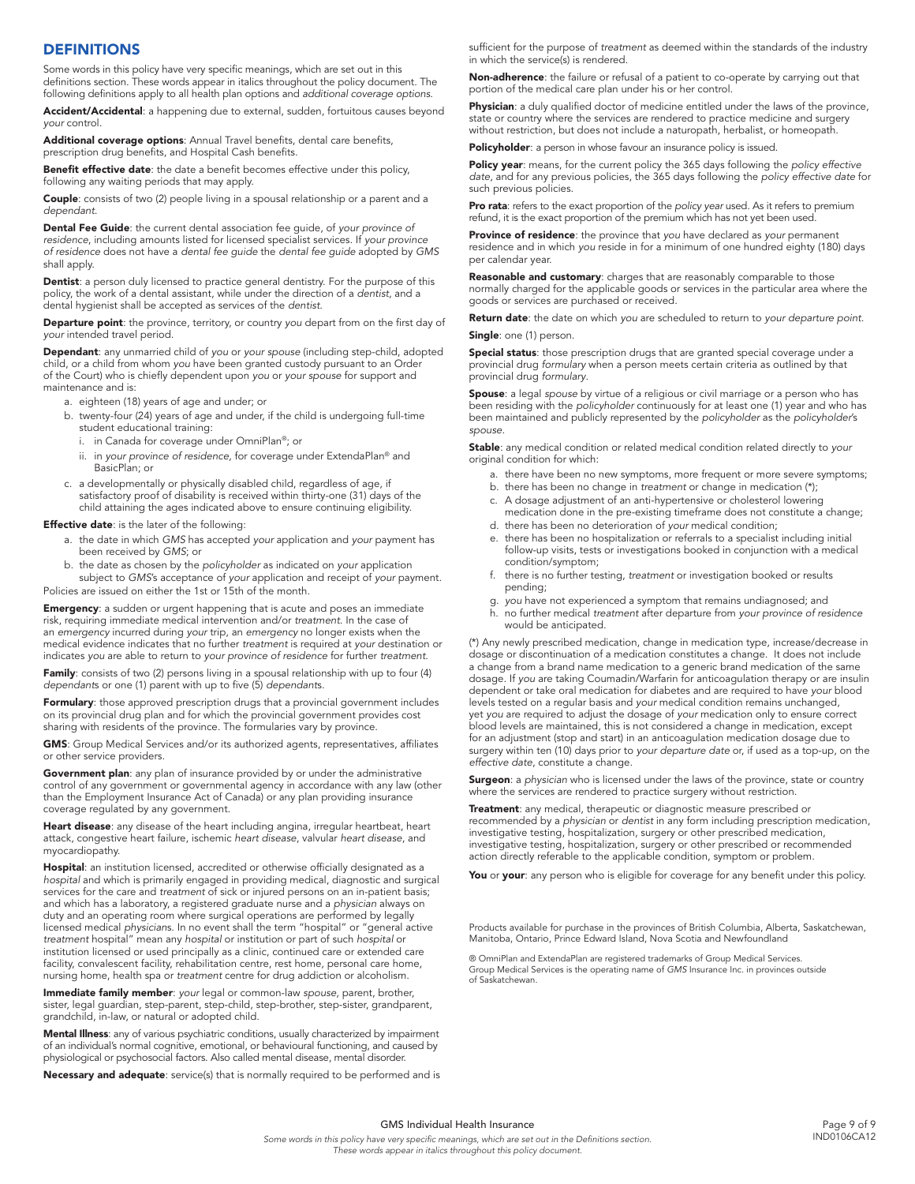## DEFINITIONS

Some words in this policy have very specific meanings, which are set out in this definitions section. These words appear in italics throughout the policy document. The following definitions apply to all health plan options and *additional coverage options*.

**Accident/Accidental**: a happening due to external, sudden, fortuitous causes beyond *your* control.

**Additional coverage options**: Annual Travel benefits, dental care benefits, prescription drug benefits, and Hospital Cash benefits.

**Benefit effective date**: the date a benefit becomes effective under this policy, following any waiting periods that may apply.

**Couple**: consists of two (2) people living in a spousal relationship or a parent and a *dependant*.

**Dental Fee Guide**: the current dental association fee guide, of *your province of residence*, including amounts listed for licensed specialist services. If *your province of residence* does not have a *dental fee guide* the *dental fee guide* adopted by *GMS* shall apply.

**Dentist**: a person duly licensed to practice general dentistry. For the purpose of this policy, the work of a dental assistant, while under the direction of a *dentist*, and a dental hygienist shall be accepted as services of the *dentist*.

**Departure point**: the province, territory, or country *you* depart from on the first day of *your* intended travel period.

**Dependant**: any unmarried child of *you* or *your spouse* (including step-child, adopted child, or a child from whom *you* have been granted custody pursuant to an Order of the Court) who is chiefly dependent upon *you* or *your spouse* for support and maintenance and is:

- a. eighteen (18) years of age and under; or
- b. twenty-four (24) years of age and under, if the child is undergoing full-time student educational training:
  - i. in Canada for coverage under OmniPlan®; or
  - ii. in *your province of residence*, for coverage under ExtendaPlan® and BasicPlan; or
- c. a developmentally or physically disabled child, regardless of age, if satisfactory proof of disability is received within thirty-one (31) days of the child attaining the ages indicated above to ensure continuing eligibility.

**Effective date**: is the later of the following:

- a. the date in which *GMS* has accepted *your* application and *your* payment has been received by *GMS*; or
- b. the date as chosen by the *policyholder* as indicated on *your* application subject to *GMS*'s acceptance of *your* application and receipt of *your* payment.

Policies are issued on either the 1st or 15th of the month.

**Emergency**: a sudden or urgent happening that is acute and poses an immediate risk, requiring immediate medical intervention and/or *treatment*. In the case of an *emergency* incurred during *your* trip, an *emergency* no longer exists when the medical evidence indicates that no further *treatment* is required at *your* destination or indicates *you* are able to return to *your province of residence* for further *treatment*.

**Family**: consists of two (2) persons living in a spousal relationship with up to four (4) *dependant*s or one (1) parent with up to five (5) *dependant*s.

**Formulary**: those approved prescription drugs that a provincial government includes on its provincial drug plan and for which the provincial government provides cost sharing with residents of the province. The formularies vary by province.

**GMS**: Group Medical Services and/or its authorized agents, representatives, affiliates or other service providers.

**Government plan**: any plan of insurance provided by or under the administrative control of any government or governmental agency in accordance with any law (other than the Employment Insurance Act of Canada) or any plan providing insurance coverage regulated by any government.

**Heart disease**: any disease of the heart including angina, irregular heartbeat, heart attack, congestive heart failure, ischemic *heart disease*, valvular *heart disease*, and myocardiopathy.

**Hospital**: an institution licensed, accredited or otherwise officially designated as a *hospital* and which is primarily engaged in providing medical, diagnostic and surgical services for the care and *treatment* of sick or injured persons on an in-patient basis; and which has a laboratory, a registered graduate nurse and a *physician* always on duty and an operating room where surgical operations are performed by legally licensed medical *physician*s. In no event shall the term "hospital" or "general active *treatment* hospital" mean any *hospital* or institution or part of such *hospital* or institution licensed or used principally as a clinic, continued care or extended care facility, convalescent facility, rehabilitation centre, rest home, personal care home, nursing home, health spa or *treatment* centre for drug addiction or alcoholism.

**Immediate family member**: *your* legal or common-law *spouse*, parent, brother, sister, legal guardian, step-parent, step-child, step-brother, step-sister, grandparent, grandchild, in-law, or natural or adopted child.

**Mental Illness**: any of various psychiatric conditions, usually characterized by impairment of an individual's normal cognitive, emotional, or behavioural functioning, and caused by physiological or psychosocial factors. Also called mental disease, mental disorder.

**Necessary and adequate**: service(s) that is normally required to be performed and is sufficient for the purpose of *treatment* as deemed within the standards of the industry in which the service(s) is rendered.

**Non-adherence**: the failure or refusal of a patient to co-operate by carrying out that portion of the medical care plan under his or her control.

**Physician**: a duly qualified doctor of medicine entitled under the laws of the province, state or country where the services are rendered to practice medicine and surgery without restriction, but does not include a naturopath, herbalist, or homeopath.

**Policyholder**: a person in whose favour an insurance policy is issued.

**Policy year**: means, for the current policy the 365 days following the *policy effective date*, and for any previous policies, the 365 days following the *policy effective date* for such previous policies.

**Pro rata**: refers to the exact proportion of the *policy year* used. As it refers to premium refund, it is the exact proportion of the premium which has not yet been used.

**Province of residence**: the province that *you* have declared as *your* permanent residence and in which *you* reside in for a minimum of one hundred eighty (180) days per calendar year.

**Reasonable and customary**: charges that are reasonably comparable to those normally charged for the applicable goods or services in the particular area where the goods or services are purchased or received.

**Return date**: the date on which *you* are scheduled to return to *your departure point*.

**Single**: one (1) person.

**Special status**: those prescription drugs that are granted special coverage under a provincial drug *formulary* when a person meets certain criteria as outlined by that provincial drug *formulary*.

**Spouse**: a legal *spouse* by virtue of a religious or civil marriage or a person who has been residing with the *policyholder* continuously for at least one (1) year and who has been maintained and publicly represented by the *policyholder* as the *policyholder*'s *spouse*.

**Stable**: any medical condition or related medical condition related directly to *your* original condition for which:

- a. there have been no new symptoms, more frequent or more severe symptoms;
- b. there has been no change in *treatment* or change in medication (*);
- c. A dosage adjustment of an anti-hypertensive or cholesterol lowering medication done in the pre-existing timeframe does not constitute a change;
- d. there has been no deterioration of *your* medical condition;
- e. there has been no hospitalization or referrals to a specialist including initial follow-up visits, tests or investigations booked in conjunction with a medical condition/symptom;
- f. there is no further testing, *treatment* or investigation booked or results pending;
- g. *you* have not experienced a symptom that remains undiagnosed; and
- h. no further medical *treatment* after departure from *your province of residence* would be anticipated.

(*) Any newly prescribed medication, change in medication type, increase/decrease in dosage or discontinuation of a medication constitutes a change. It does not include a change from a brand name medication to a generic brand medication of the same dosage. If *you* are taking Coumadin/Warfarin for anticoagulation therapy or are insulin dependent or take oral medication for diabetes and are required to have *your* blood levels tested on a regular basis and *your* medical condition remains unchanged, yet *you* are required to adjust the dosage of *your* medication only to ensure correct blood levels are maintained, this is not considered a change in medication, except for an adjustment (stop and start) in an anticoagulation medication dosage due to surgery within ten (10) days prior to *your departure date* or, if used as a top-up, on the *effective date*, constitute a change.

**Surgeon**: a *physician* who is licensed under the laws of the province, state or country where the services are rendered to practice surgery without restriction.

**Treatment**: any medical, therapeutic or diagnostic measure prescribed or recommended by a *physician* or *dentist* in any form including prescription medication, investigative testing, hospitalization, surgery or other prescribed medication, investigative testing, hospitalization, surgery or other prescribed or recommended action directly referable to the applicable condition, symptom or problem.

**You** or **your**: any person who is eligible for coverage for any benefit under this policy.

Products available for purchase in the provinces of British Columbia, Alberta, Saskatchewan, Manitoba, Ontario, Prince Edward Island, Nova Scotia and Newfoundland

® OmniPlan and ExtendaPlan are registered trademarks of Group Medical Services.
Group Medical Services is the operating name of *GMS* Insurance Inc. in provinces outside of Saskatchewan.